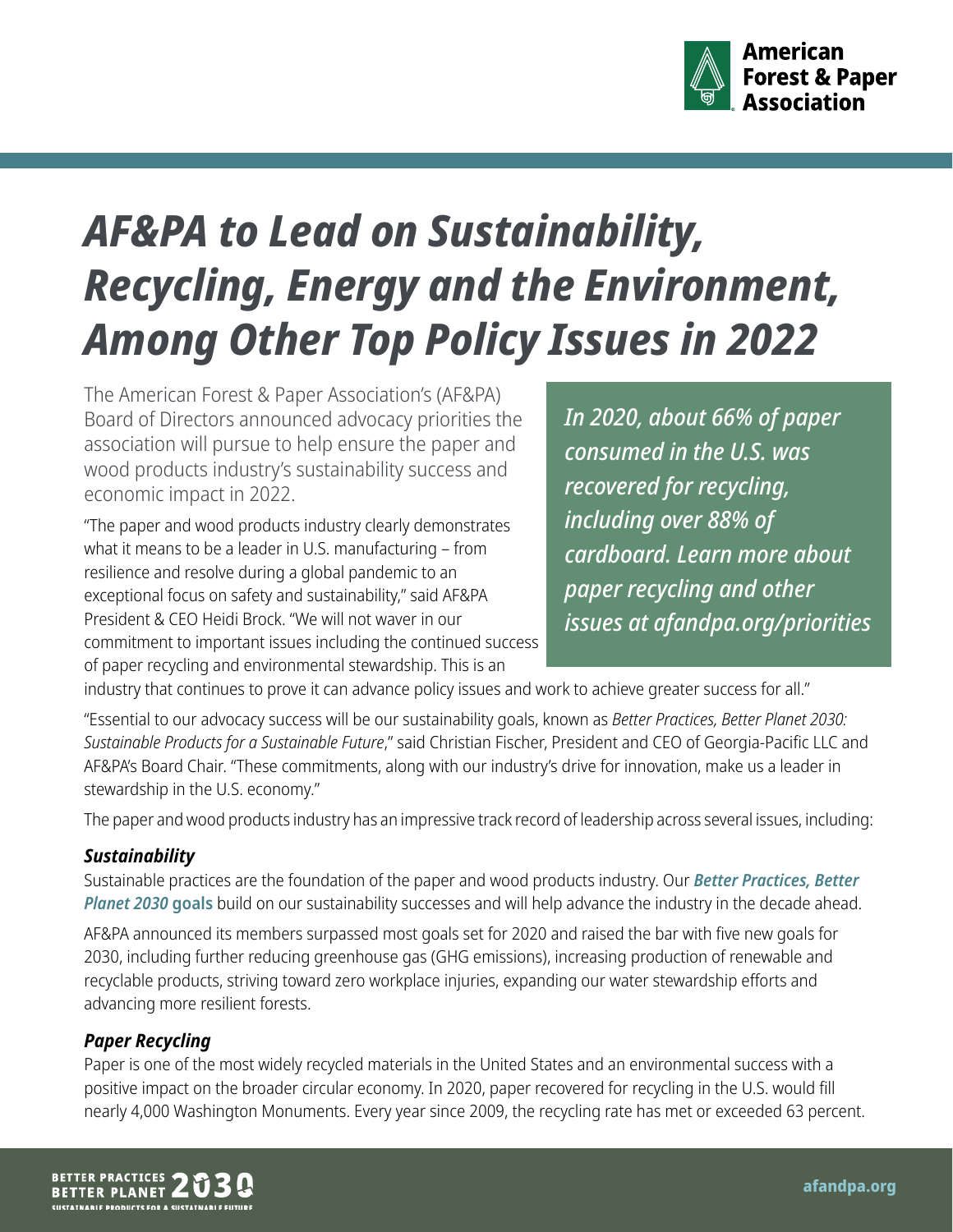# *AF&PA to Lead on Sustainability, Recycling, Energy and the Environment, Among Other Top Policy Issues in 2022*

The American Forest & Paper Association's (AF&PA) Board of Directors announced advocacy priorities the association will pursue to help ensure the paper and wood products industry's sustainability success and economic impact in 2022.

> ***In 2020, about 66% of paper consumed in the U.S. was recovered for recycling, including over 88% of cardboard. Learn more about paper recycling and other issues at afandpa.org/priorities***

"The paper and wood products industry clearly demonstrates what it means to be a leader in U.S. manufacturing – from resilience and resolve during a global pandemic to an exceptional focus on safety and sustainability," said AF&PA President & CEO Heidi Brock. "We will not waver in our commitment to important issues including the continued success of paper recycling and environmental stewardship. This is an industry that continues to prove it can advance policy issues and work to achieve greater success for all."

"Essential to our advocacy success will be our sustainability goals, known as *Better Practices, Better Planet 2030: Sustainable Products for a Sustainable Future*," said Christian Fischer, President and CEO of Georgia-Pacific LLC and AF&PA's Board Chair. "These commitments, along with our industry's drive for innovation, make us a leader in stewardship in the U.S. economy."

The paper and wood products industry has an impressive track record of leadership across several issues, including:

### *Sustainability*

Sustainable practices are the foundation of the paper and wood products industry. Our ***Better Practices, Better Planet 2030* goals** build on our sustainability successes and will help advance the industry in the decade ahead.

AF&PA announced its members surpassed most goals set for 2020 and raised the bar with five new goals for 2030, including further reducing greenhouse gas (GHG emissions), increasing production of renewable and recyclable products, striving toward zero workplace injuries, expanding our water stewardship efforts and advancing more resilient forests.

### *Paper Recycling*

Paper is one of the most widely recycled materials in the United States and an environmental success with a positive impact on the broader circular economy. In 2020, paper recovered for recycling in the U.S. would fill nearly 4,000 Washington Monuments. Every year since 2009, the recycling rate has met or exceeded 63 percent.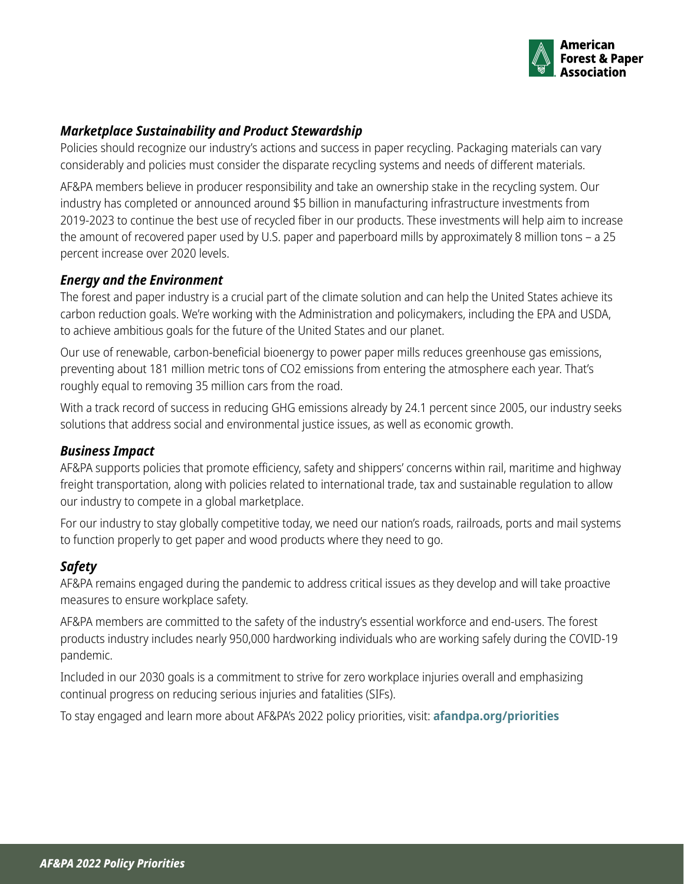### *Marketplace Sustainability and Product Stewardship*

Policies should recognize our industry's actions and success in paper recycling. Packaging materials can vary considerably and policies must consider the disparate recycling systems and needs of different materials.

AF&PA members believe in producer responsibility and take an ownership stake in the recycling system. Our industry has completed or announced around $5 billion in manufacturing infrastructure investments from 2019-2023 to continue the best use of recycled fiber in our products. These investments will help aim to increase the amount of recovered paper used by U.S. paper and paperboard mills by approximately 8 million tons – a 25 percent increase over 2020 levels.

### *Energy and the Environment*

The forest and paper industry is a crucial part of the climate solution and can help the United States achieve its carbon reduction goals. We're working with the Administration and policymakers, including the EPA and USDA, to achieve ambitious goals for the future of the United States and our planet.

Our use of renewable, carbon-beneficial bioenergy to power paper mills reduces greenhouse gas emissions, preventing about 181 million metric tons of $CO_2$ emissions from entering the atmosphere each year. That's roughly equal to removing 35 million cars from the road.

With a track record of success in reducing GHG emissions already by 24.1 percent since 2005, our industry seeks solutions that address social and environmental justice issues, as well as economic growth.

### *Business Impact*

AF&PA supports policies that promote efficiency, safety and shippers' concerns within rail, maritime and highway freight transportation, along with policies related to international trade, tax and sustainable regulation to allow our industry to compete in a global marketplace.

For our industry to stay globally competitive today, we need our nation's roads, railroads, ports and mail systems to function properly to get paper and wood products where they need to go.

### *Safety*

AF&PA remains engaged during the pandemic to address critical issues as they develop and will take proactive measures to ensure workplace safety.

AF&PA members are committed to the safety of the industry's essential workforce and end-users. The forest products industry includes nearly 950,000 hardworking individuals who are working safely during the COVID-19 pandemic.

Included in our 2030 goals is a commitment to strive for zero workplace injuries overall and emphasizing continual progress on reducing serious injuries and fatalities (SIFs).

To stay engaged and learn more about AF&PA's 2022 policy priorities, visit: **afandpa.org/priorities**